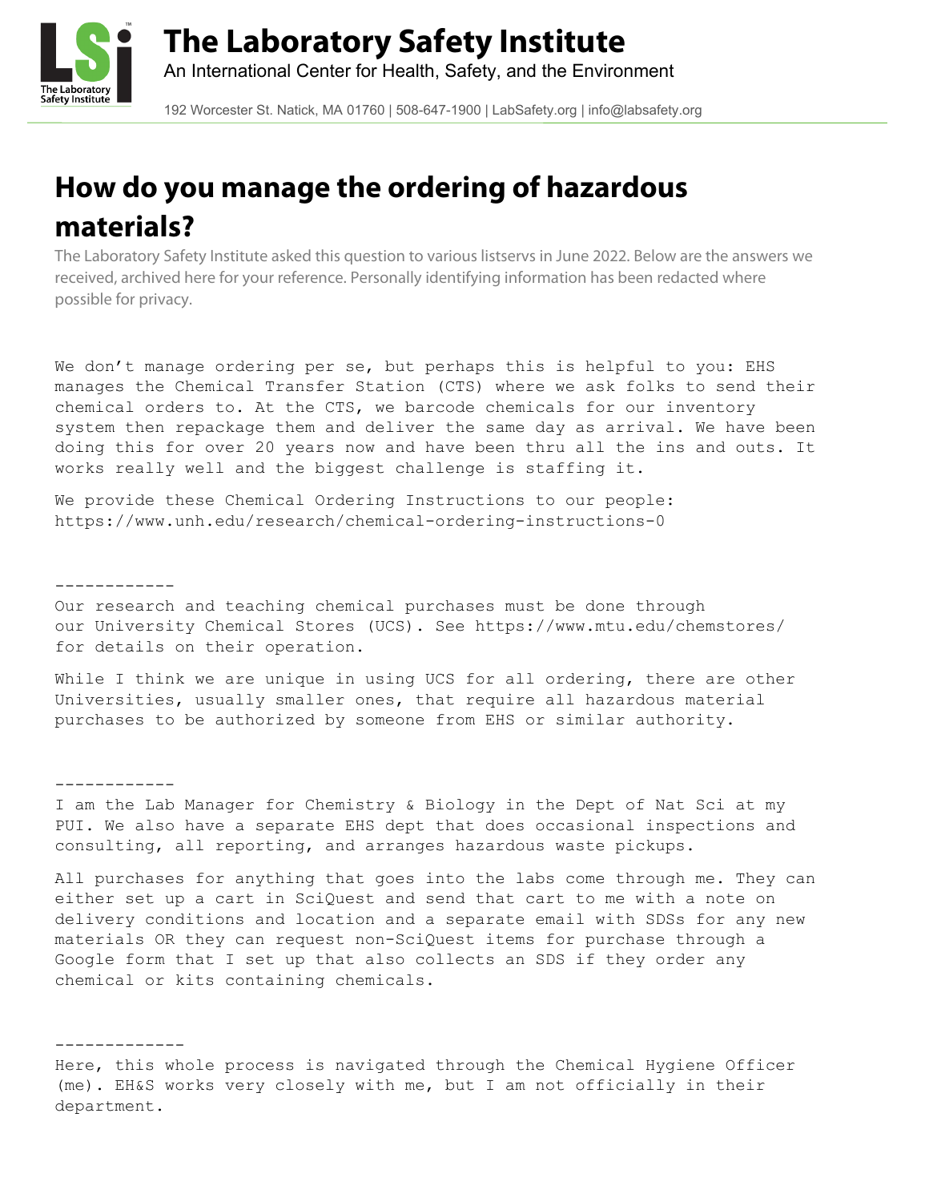# The Laboratory Safety Institute

An International Center for Health, Safety, and the Environment

192 Worcester St. Natick, MA 01760 | 508-647-1900 | LabSafety.org | info@labsafety.org

## How do you manage the ordering of hazardous materials?

The Laboratory Safety Institute asked this question to various listservs in June 2022. Below are the answers we received, archived here for your reference. Personally identifying information has been redacted where possible for privacy.

We don't manage ordering per se, but perhaps this is helpful to you: EHS manages the Chemical Transfer Station (CTS) where we ask folks to send their chemical orders to. At the CTS, we barcode chemicals for our inventory system then repackage them and deliver the same day as arrival. We have been doing this for over 20 years now and have been thru all the ins and outs. It works really well and the biggest challenge is staffing it.

We provide these Chemical Ordering Instructions to our people: https://www.unh.edu/research/chemical-ordering-instructions-0

------------

Our research and teaching chemical purchases must be done through our University Chemical Stores (UCS). See https://www.mtu.edu/chemstores/ for details on their operation.

While I think we are unique in using UCS for all ordering, there are other Universities, usually smaller ones, that require all hazardous material purchases to be authorized by someone from EHS or similar authority.

------------

I am the Lab Manager for Chemistry & Biology in the Dept of Nat Sci at my PUI. We also have a separate EHS dept that does occasional inspections and consulting, all reporting, and arranges hazardous waste pickups.

All purchases for anything that goes into the labs come through me. They can either set up a cart in SciQuest and send that cart to me with a note on delivery conditions and location and a separate email with SDSs for any new materials OR they can request non-SciQuest items for purchase through a Google form that I set up that also collects an SDS if they order any chemical or kits containing chemicals.

-------------

Here, this whole process is navigated through the Chemical Hygiene Officer (me). EH&S works very closely with me, but I am not officially in their department.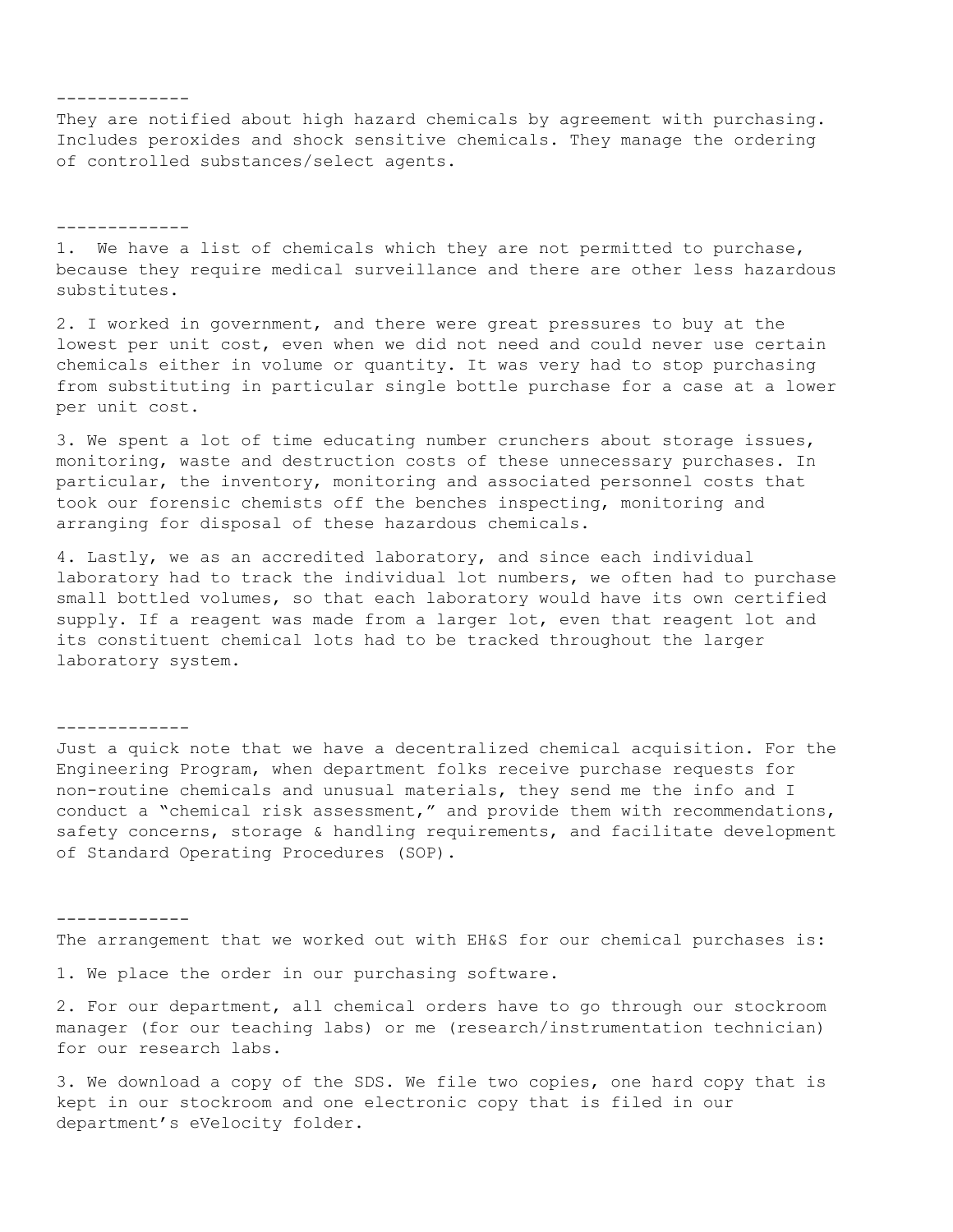-------------

They are notified about high hazard chemicals by agreement with purchasing. Includes peroxides and shock sensitive chemicals. They manage the ordering of controlled substances/select agents.

-------------

1. We have a list of chemicals which they are not permitted to purchase, because they require medical surveillance and there are other less hazardous substitutes.

2. I worked in government, and there were great pressures to buy at the lowest per unit cost, even when we did not need and could never use certain chemicals either in volume or quantity. It was very had to stop purchasing from substituting in particular single bottle purchase for a case at a lower per unit cost.

3. We spent a lot of time educating number crunchers about storage issues, monitoring, waste and destruction costs of these unnecessary purchases. In particular, the inventory, monitoring and associated personnel costs that took our forensic chemists off the benches inspecting, monitoring and arranging for disposal of these hazardous chemicals.

4. Lastly, we as an accredited laboratory, and since each individual laboratory had to track the individual lot numbers, we often had to purchase small bottled volumes, so that each laboratory would have its own certified supply. If a reagent was made from a larger lot, even that reagent lot and its constituent chemical lots had to be tracked throughout the larger laboratory system.

-------------

Just a quick note that we have a decentralized chemical acquisition. For the Engineering Program, when department folks receive purchase requests for non-routine chemicals and unusual materials, they send me the info and I conduct a "chemical risk assessment," and provide them with recommendations, safety concerns, storage & handling requirements, and facilitate development of Standard Operating Procedures (SOP).

-------------

The arrangement that we worked out with EH&S for our chemical purchases is:

1. We place the order in our purchasing software.

2. For our department, all chemical orders have to go through our stockroom manager (for our teaching labs) or me (research/instrumentation technician) for our research labs.

3. We download a copy of the SDS. We file two copies, one hard copy that is kept in our stockroom and one electronic copy that is filed in our department's eVelocity folder.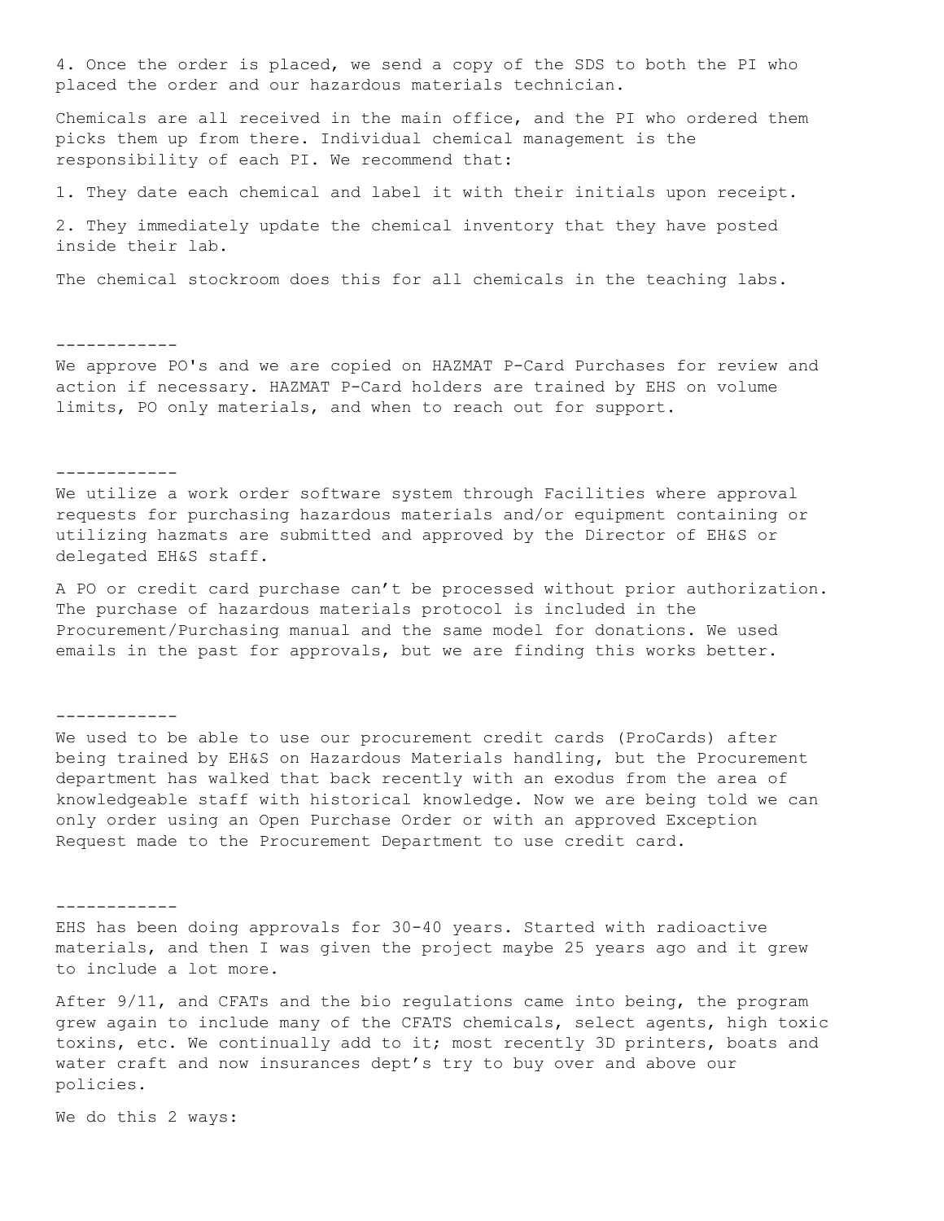4. Once the order is placed, we send a copy of the SDS to both the PI who placed the order and our hazardous materials technician.

Chemicals are all received in the main office, and the PI who ordered them picks them up from there. Individual chemical management is the responsibility of each PI. We recommend that:

1. They date each chemical and label it with their initials upon receipt.

2. They immediately update the chemical inventory that they have posted inside their lab.

The chemical stockroom does this for all chemicals in the teaching labs.

------------

We approve PO's and we are copied on HAZMAT P-Card Purchases for review and action if necessary. HAZMAT P-Card holders are trained by EHS on volume limits, PO only materials, and when to reach out for support.

------------

We utilize a work order software system through Facilities where approval requests for purchasing hazardous materials and/or equipment containing or utilizing hazmats are submitted and approved by the Director of EH&S or delegated EH&S staff.

A PO or credit card purchase can't be processed without prior authorization. The purchase of hazardous materials protocol is included in the Procurement/Purchasing manual and the same model for donations. We used emails in the past for approvals, but we are finding this works better.

------------

We used to be able to use our procurement credit cards (ProCards) after being trained by EH&S on Hazardous Materials handling, but the Procurement department has walked that back recently with an exodus from the area of knowledgeable staff with historical knowledge. Now we are being told we can only order using an Open Purchase Order or with an approved Exception Request made to the Procurement Department to use credit card.

------------

EHS has been doing approvals for 30-40 years. Started with radioactive materials, and then I was given the project maybe 25 years ago and it grew to include a lot more.

After 9/11, and CFATs and the bio regulations came into being, the program grew again to include many of the CFATS chemicals, select agents, high toxic toxins, etc. We continually add to it; most recently 3D printers, boats and water craft and now insurances dept's try to buy over and above our policies.

We do this 2 ways: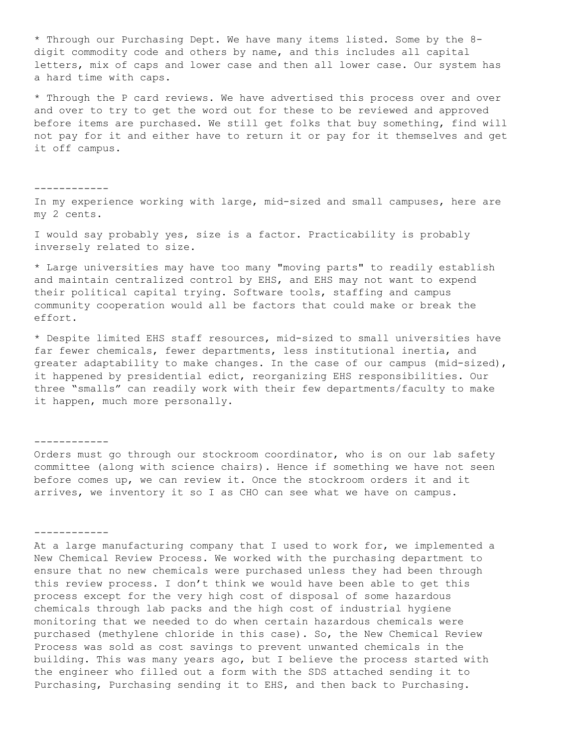* Through our Purchasing Dept. We have many items listed. Some by the 8-digit commodity code and others by name, and this includes all capital letters, mix of caps and lower case and then all lower case. Our system has a hard time with caps.

* Through the P card reviews. We have advertised this process over and over and over to try to get the word out for these to be reviewed and approved before items are purchased. We still get folks that buy something, find will not pay for it and either have to return it or pay for it themselves and get it off campus.

------------

In my experience working with large, mid-sized and small campuses, here are my 2 cents.

I would say probably yes, size is a factor. Practicability is probably inversely related to size.

* Large universities may have too many "moving parts" to readily establish and maintain centralized control by EHS, and EHS may not want to expend their political capital trying. Software tools, staffing and campus community cooperation would all be factors that could make or break the effort.

* Despite limited EHS staff resources, mid-sized to small universities have far fewer chemicals, fewer departments, less institutional inertia, and greater adaptability to make changes. In the case of our campus (mid-sized), it happened by presidential edict, reorganizing EHS responsibilities. Our three “smalls” can readily work with their few departments/faculty to make it happen, much more personally.

------------

Orders must go through our stockroom coordinator, who is on our lab safety committee (along with science chairs). Hence if something we have not seen before comes up, we can review it. Once the stockroom orders it and it arrives, we inventory it so I as CHO can see what we have on campus.

------------

At a large manufacturing company that I used to work for, we implemented a New Chemical Review Process. We worked with the purchasing department to ensure that no new chemicals were purchased unless they had been through this review process. I don’t think we would have been able to get this process except for the very high cost of disposal of some hazardous chemicals through lab packs and the high cost of industrial hygiene monitoring that we needed to do when certain hazardous chemicals were purchased (methylene chloride in this case). So, the New Chemical Review Process was sold as cost savings to prevent unwanted chemicals in the building. This was many years ago, but I believe the process started with the engineer who filled out a form with the SDS attached sending it to Purchasing, Purchasing sending it to EHS, and then back to Purchasing.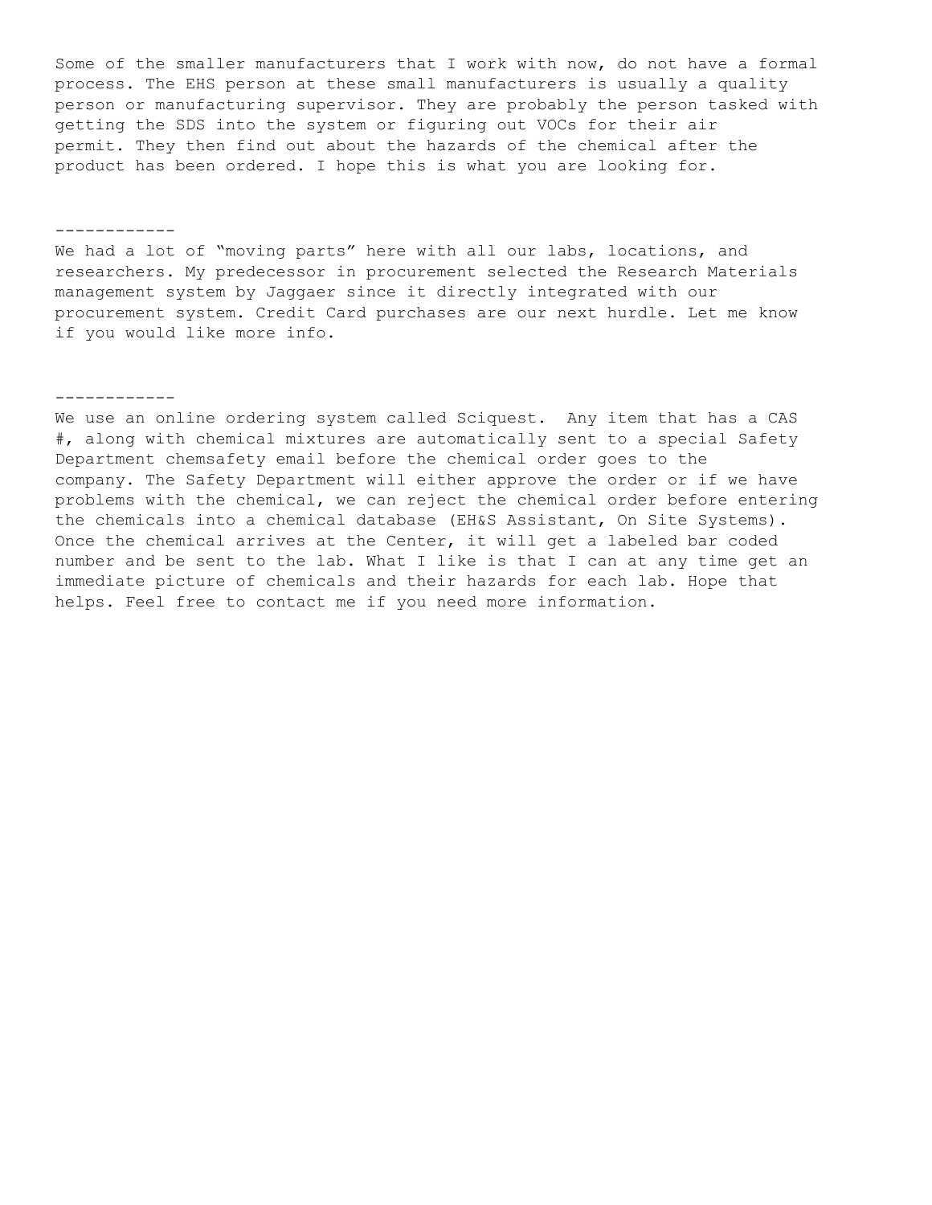Some of the smaller manufacturers that I work with now, do not have a formal process. The EHS person at these small manufacturers is usually a quality person or manufacturing supervisor. They are probably the person tasked with getting the SDS into the system or figuring out VOCs for their air permit. They then find out about the hazards of the chemical after the product has been ordered. I hope this is what you are looking for.

------------

We had a lot of "moving parts" here with all our labs, locations, and researchers. My predecessor in procurement selected the Research Materials management system by Jaggaer since it directly integrated with our procurement system. Credit Card purchases are our next hurdle. Let me know if you would like more info.

------------

We use an online ordering system called Sciquest. Any item that has a CAS #, along with chemical mixtures are automatically sent to a special Safety Department chemsafety email before the chemical order goes to the company. The Safety Department will either approve the order or if we have problems with the chemical, we can reject the chemical order before entering the chemicals into a chemical database (EH&S Assistant, On Site Systems). Once the chemical arrives at the Center, it will get a labeled bar coded number and be sent to the lab. What I like is that I can at any time get an immediate picture of chemicals and their hazards for each lab. Hope that helps. Feel free to contact me if you need more information.